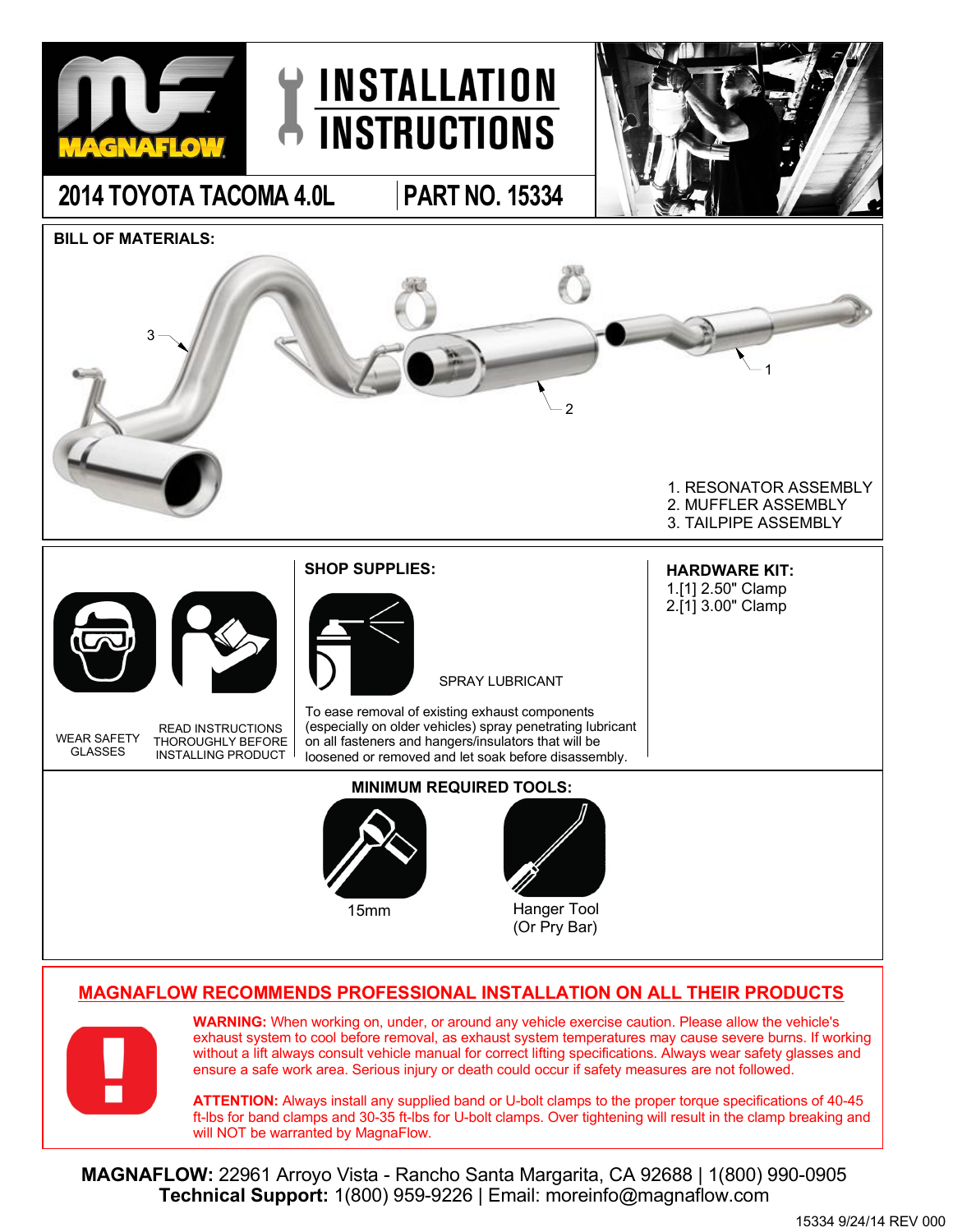# INSTALLATION INSTRUCTIONS

## 2014 TOYOTA TACOMA 4.0L | PART NO. 15334

**BILL OF MATERIALS:**

1. RESONATOR ASSEMBLY
2. MUFFLER ASSEMBLY
3. TAILPIPE ASSEMBLY

WEAR SAFETY GLASSES

READ INSTRUCTIONS THOROUGHLY BEFORE INSTALLING PRODUCT

**SHOP SUPPLIES:**

SPRAY LUBRICANT

To ease removal of existing exhaust components (especially on older vehicles) spray penetrating lubricant on all fasteners and hangers/insulators that will be loosened or removed and let soak before disassembly.

**HARDWARE KIT:**

1.[1] 2.50" Clamp
2.[1] 3.00" Clamp

**MINIMUM REQUIRED TOOLS:**

- 15mm
- Hanger Tool (Or Pry Bar)

**MAGNAFLOW RECOMMENDS PROFESSIONAL INSTALLATION ON ALL THEIR PRODUCTS**

**WARNING:** When working on, under, or around any vehicle exercise caution. Please allow the vehicle's exhaust system to cool before removal, as exhaust system temperatures may cause severe burns. If working without a lift always consult vehicle manual for correct lifting specifications. Always wear safety glasses and ensure a safe work area. Serious injury or death could occur if safety measures are not followed.

**ATTENTION:** Always install any supplied band or U-bolt clamps to the proper torque specifications of 40-45 ft-lbs for band clamps and 30-35 ft-lbs for U-bolt clamps. Over tightening will result in the clamp breaking and will NOT be warranted by MagnaFlow.

**MAGNAFLOW:** 22961 Arroyo Vista - Rancho Santa Margarita, CA 92688 | 1(800) 990-0905
**Technical Support:** 1(800) 959-9226 | Email: moreinfo@magnaflow.com

15334 9/24/14 REV 000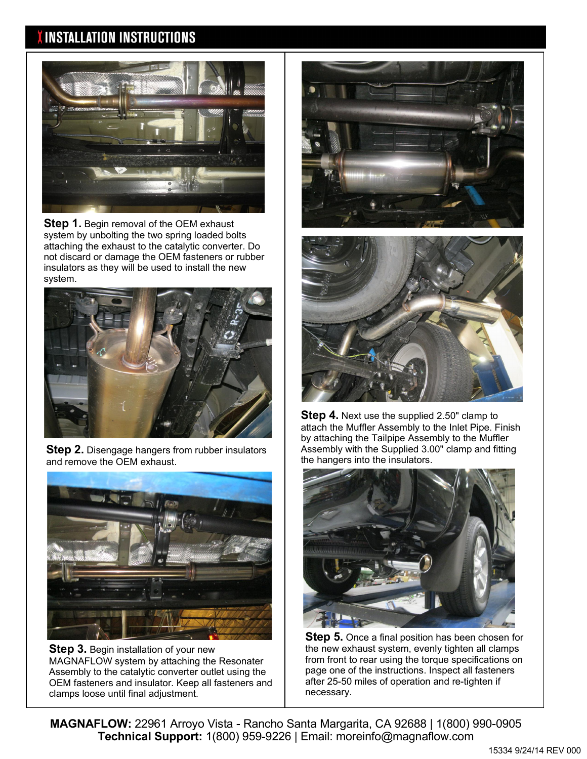# INSTALLATION INSTRUCTIONS

**Step 1.** Begin removal of the OEM exhaust system by unbolting the two spring loaded bolts attaching the exhaust to the catalytic converter. Do not discard or damage the OEM fasteners or rubber insulators as they will be used to install the new system.

**Step 2.** Disengage hangers from rubber insulators and remove the OEM exhaust.

**Step 3.** Begin installation of your new MAGNAFLOW system by attaching the Resonater Assembly to the catalytic converter outlet using the OEM fasteners and insulator. Keep all fasteners and clamps loose until final adjustment.

**Step 4.** Next use the supplied 2.50" clamp to attach the Muffler Assembly to the Inlet Pipe. Finish by attaching the Tailpipe Assembly to the Muffler Assembly with the Supplied 3.00" clamp and fitting the hangers into the insulators.

**Step 5.** Once a final position has been chosen for the new exhaust system, evenly tighten all clamps from front to rear using the torque specifications on page one of the instructions. Inspect all fasteners after 25-50 miles of operation and re-tighten if necessary.

**MAGNAFLOW:** 22961 Arroyo Vista - Rancho Santa Margarita, CA 92688 | 1(800) 990-0905
**Technical Support:** 1(800) 959-9226 | Email: moreinfo@magnaflow.com

15334 9/24/14 REV 000